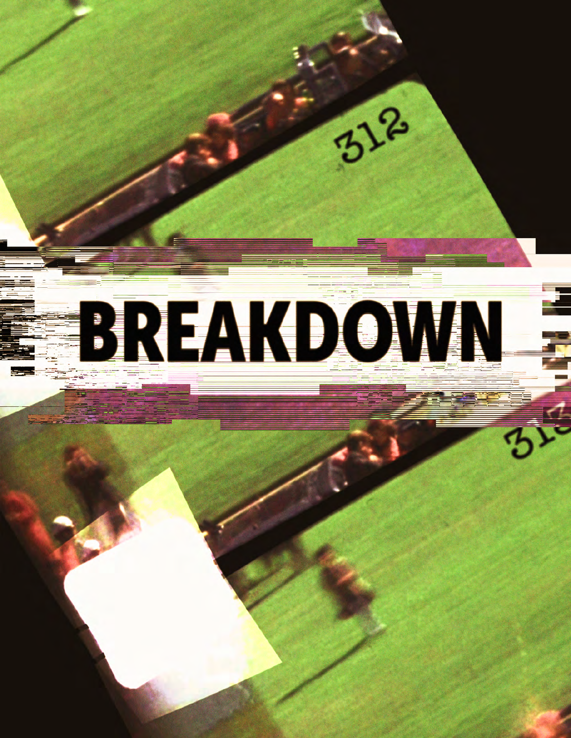# BREAKDOWN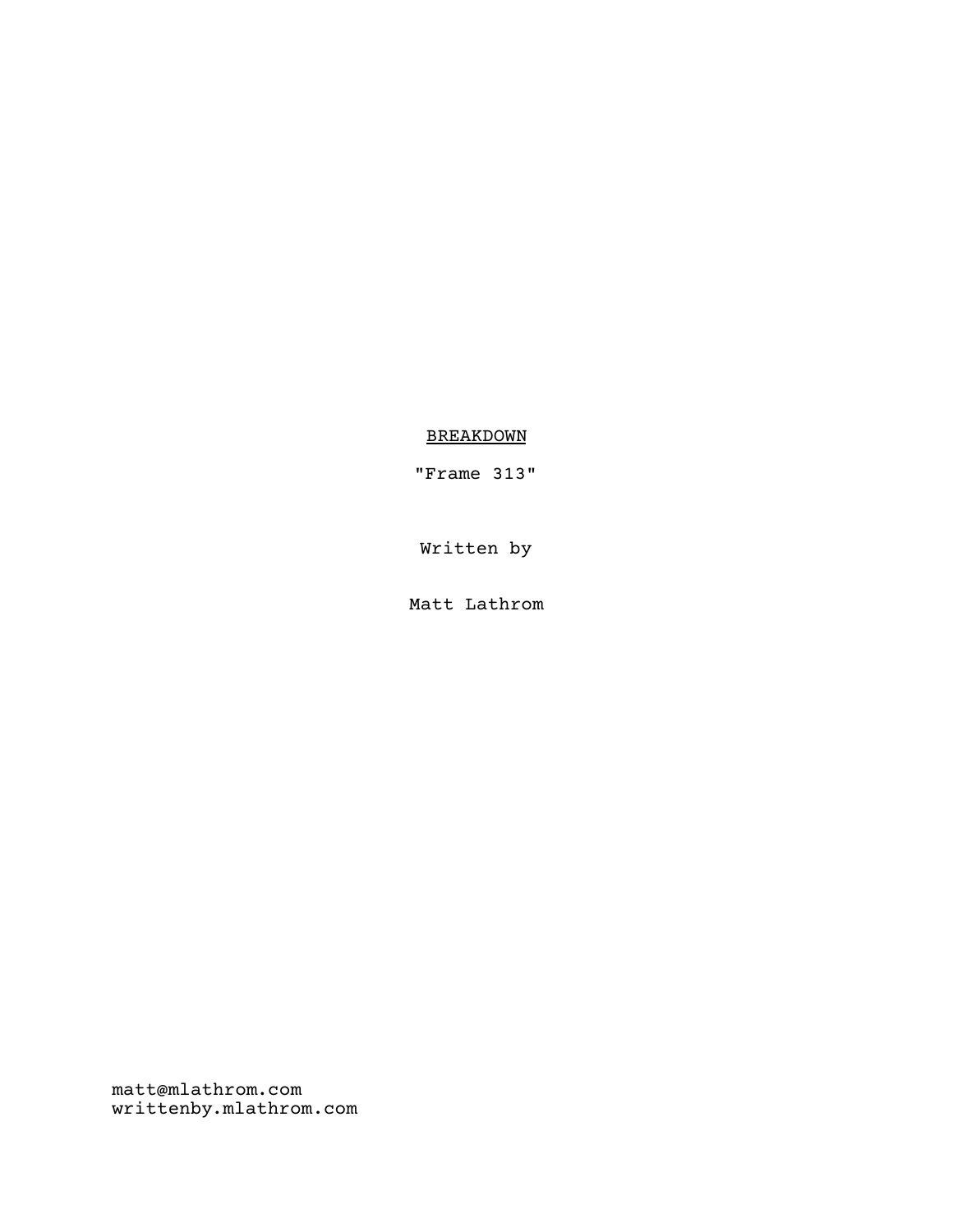<u>BREAKDOWN</u>

"Frame 313"

Written by

Matt Lathrom

matt@mlathrom.com
writtenby.mlathrom.com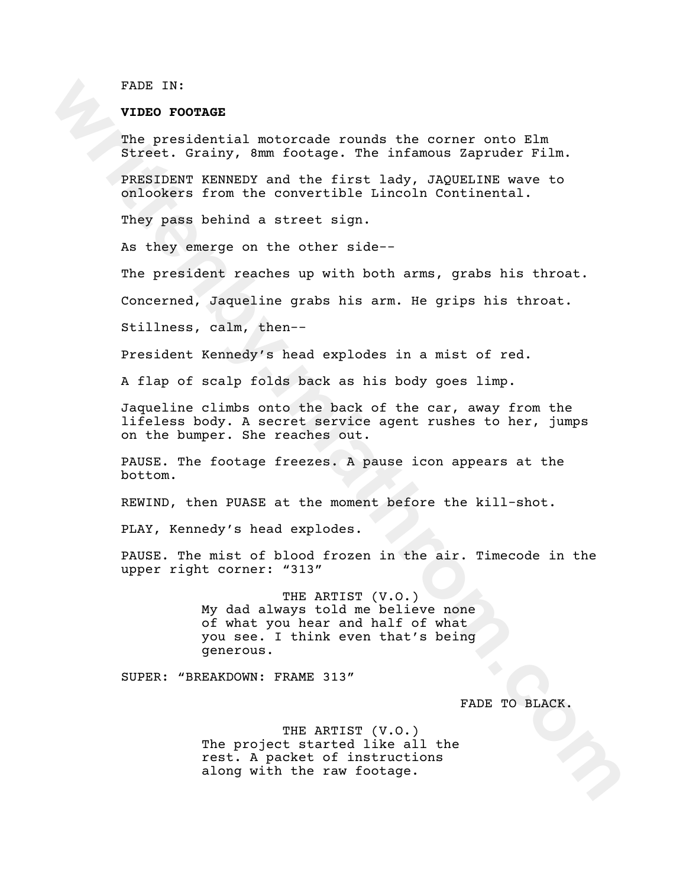FADE IN:

**VIDEO FOOTAGE**

The presidential motorcade rounds the corner onto Elm Street. Grainy, 8mm footage. The infamous Zapruder Film.

PRESIDENT KENNEDY and the first lady, JAQUELINE wave to onlookers from the convertible Lincoln Continental.

They pass behind a street sign.

As they emerge on the other side--

The president reaches up with both arms, grabs his throat.

Concerned, Jaqueline grabs his arm. He grips his throat.

Stillness, calm, then--

President Kennedy's head explodes in a mist of red.

A flap of scalp folds back as his body goes limp.

Jaqueline climbs onto the back of the car, away from the lifeless body. A secret service agent rushes to her, jumps on the bumper. She reaches out.

PAUSE. The footage freezes. A pause icon appears at the bottom.

REWIND, then PUASE at the moment before the kill-shot.

PLAY, Kennedy's head explodes.

PAUSE. The mist of blood frozen in the air. Timecode in the upper right corner: "313"

THE ARTIST (V.O.)
My dad always told me believe none of what you hear and half of what you see. I think even that's being generous.

SUPER: "BREAKDOWN: FRAME 313"

FADE TO BLACK.

THE ARTIST (V.O.)
The project started like all the rest. A packet of instructions along with the raw footage.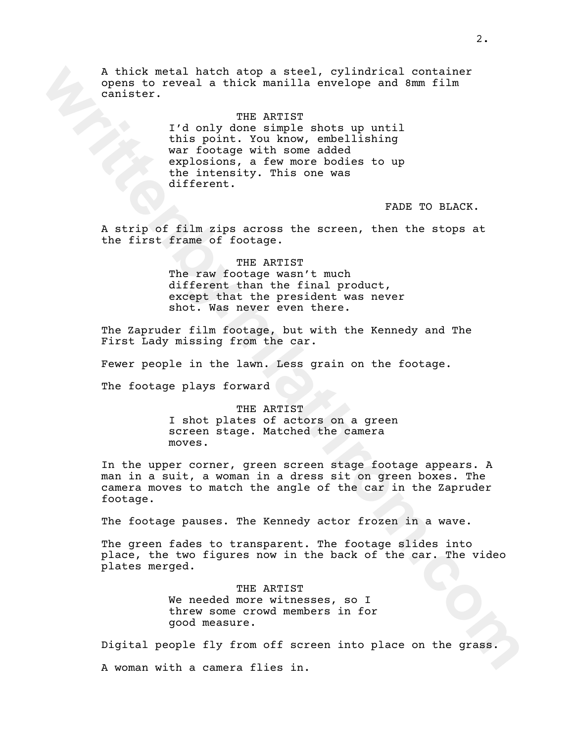A thick metal hatch atop a steel, cylindrical container opens to reveal a thick manilla envelope and 8mm film canister.

THE ARTIST
I'd only done simple shots up until this point. You know, embellishing war footage with some added explosions, a few more bodies to up the intensity. This one was different.

FADE TO BLACK.

A strip of film zips across the screen, then the stops at the first frame of footage.

THE ARTIST
The raw footage wasn't much different than the final product, except that the president was never shot. Was never even there.

The Zapruder film footage, but with the Kennedy and The First Lady missing from the car.

Fewer people in the lawn. Less grain on the footage.

The footage plays forward

THE ARTIST
I shot plates of actors on a green screen stage. Matched the camera moves.

In the upper corner, green screen stage footage appears. A man in a suit, a woman in a dress sit on green boxes. The camera moves to match the angle of the car in the Zapruder footage.

The footage pauses. The Kennedy actor frozen in a wave.

The green fades to transparent. The footage slides into place, the two figures now in the back of the car. The video plates merged.

THE ARTIST
We needed more witnesses, so I threw some crowd members in for good measure.

Digital people fly from off screen into place on the grass.

A woman with a camera flies in.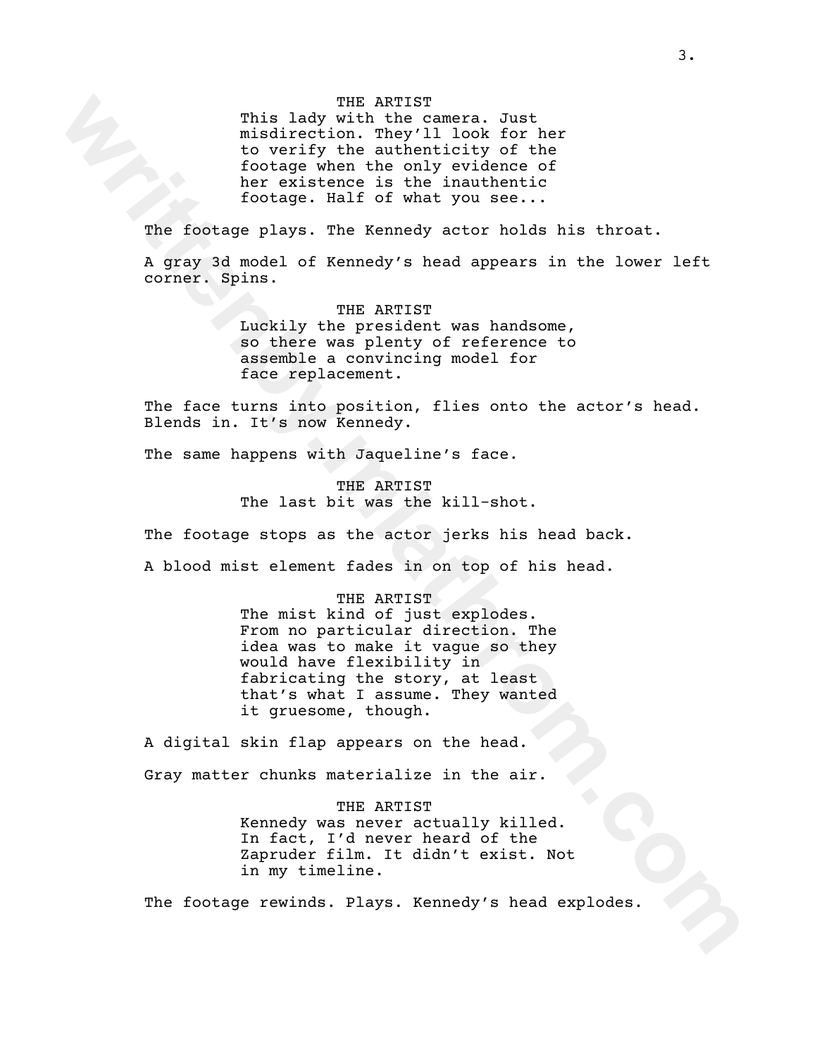THE ARTIST
This lady with the camera. Just misdirection. They'll look for her to verify the authenticity of the footage when the only evidence of her existence is the inauthentic footage. Half of what you see...

The footage plays. The Kennedy actor holds his throat.

A gray 3d model of Kennedy's head appears in the lower left corner. Spins.

THE ARTIST
Luckily the president was handsome, so there was plenty of reference to assemble a convincing model for face replacement.

The face turns into position, flies onto the actor's head. Blends in. It's now Kennedy.

The same happens with Jaqueline's face.

THE ARTIST
The last bit was the kill-shot.

The footage stops as the actor jerks his head back.

A blood mist element fades in on top of his head.

THE ARTIST
The mist kind of just explodes. From no particular direction. The idea was to make it vague so they would have flexibility in fabricating the story, at least that's what I assume. They wanted it gruesome, though.

A digital skin flap appears on the head.

Gray matter chunks materialize in the air.

THE ARTIST
Kennedy was never actually killed. In fact, I'd never heard of the Zapruder film. It didn't exist. Not in my timeline.

The footage rewinds. Plays. Kennedy's head explodes.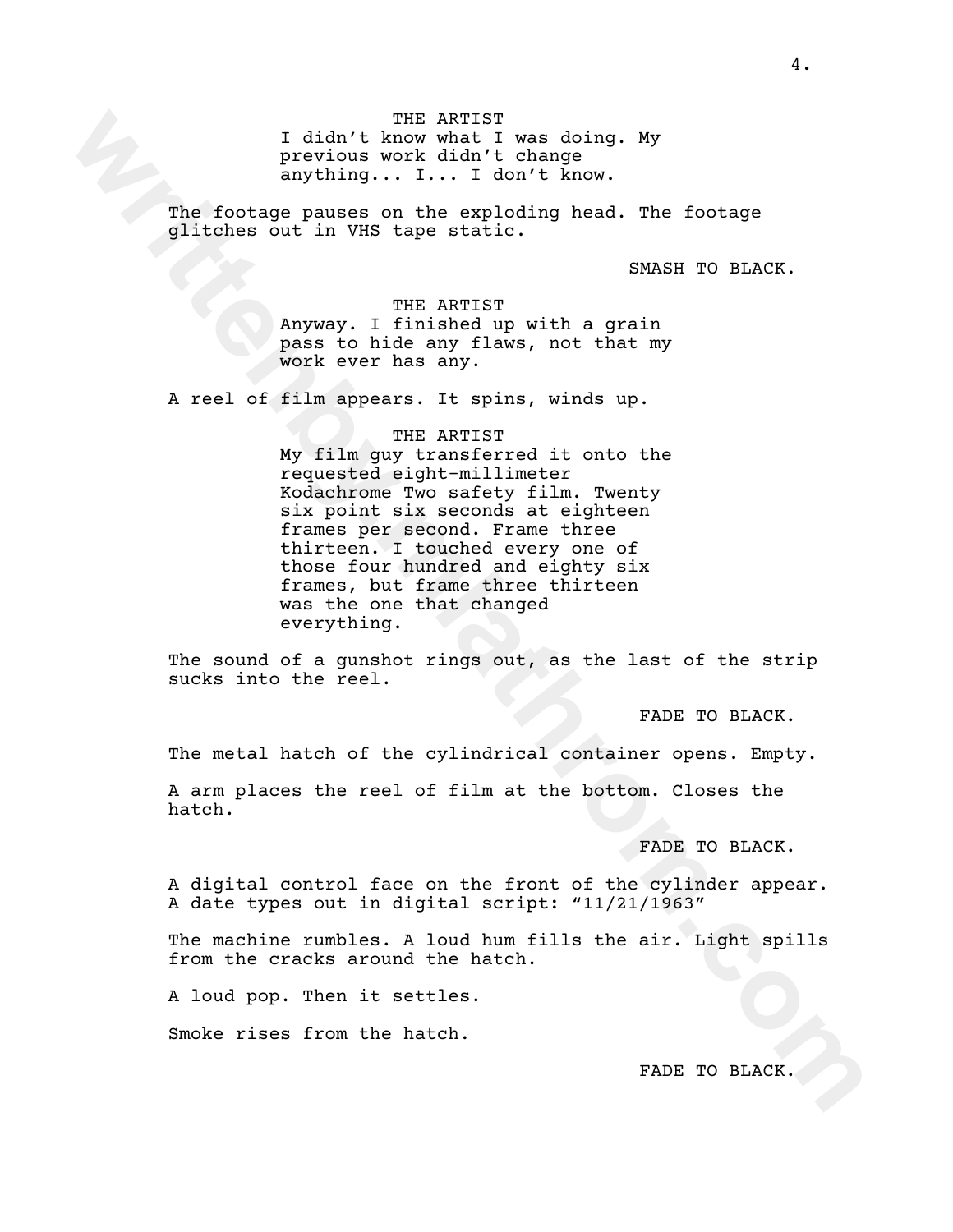THE ARTIST
I didn't know what I was doing. My previous work didn't change anything... I... I don't know.

The footage pauses on the exploding head. The footage glitches out in VHS tape static.

SMASH TO BLACK.

THE ARTIST
Anyway. I finished up with a grain pass to hide any flaws, not that my work ever has any.

A reel of film appears. It spins, winds up.

THE ARTIST
My film guy transferred it onto the requested eight-millimeter Kodachrome Two safety film. Twenty six point six seconds at eighteen frames per second. Frame three thirteen. I touched every one of those four hundred and eighty six frames, but frame three thirteen was the one that changed everything.

The sound of a gunshot rings out, as the last of the strip sucks into the reel.

FADE TO BLACK.

The metal hatch of the cylindrical container opens. Empty.

A arm places the reel of film at the bottom. Closes the hatch.

FADE TO BLACK.

A digital control face on the front of the cylinder appear. A date types out in digital script: "11/21/1963"

The machine rumbles. A loud hum fills the air. Light spills from the cracks around the hatch.

A loud pop. Then it settles.

Smoke rises from the hatch.

FADE TO BLACK.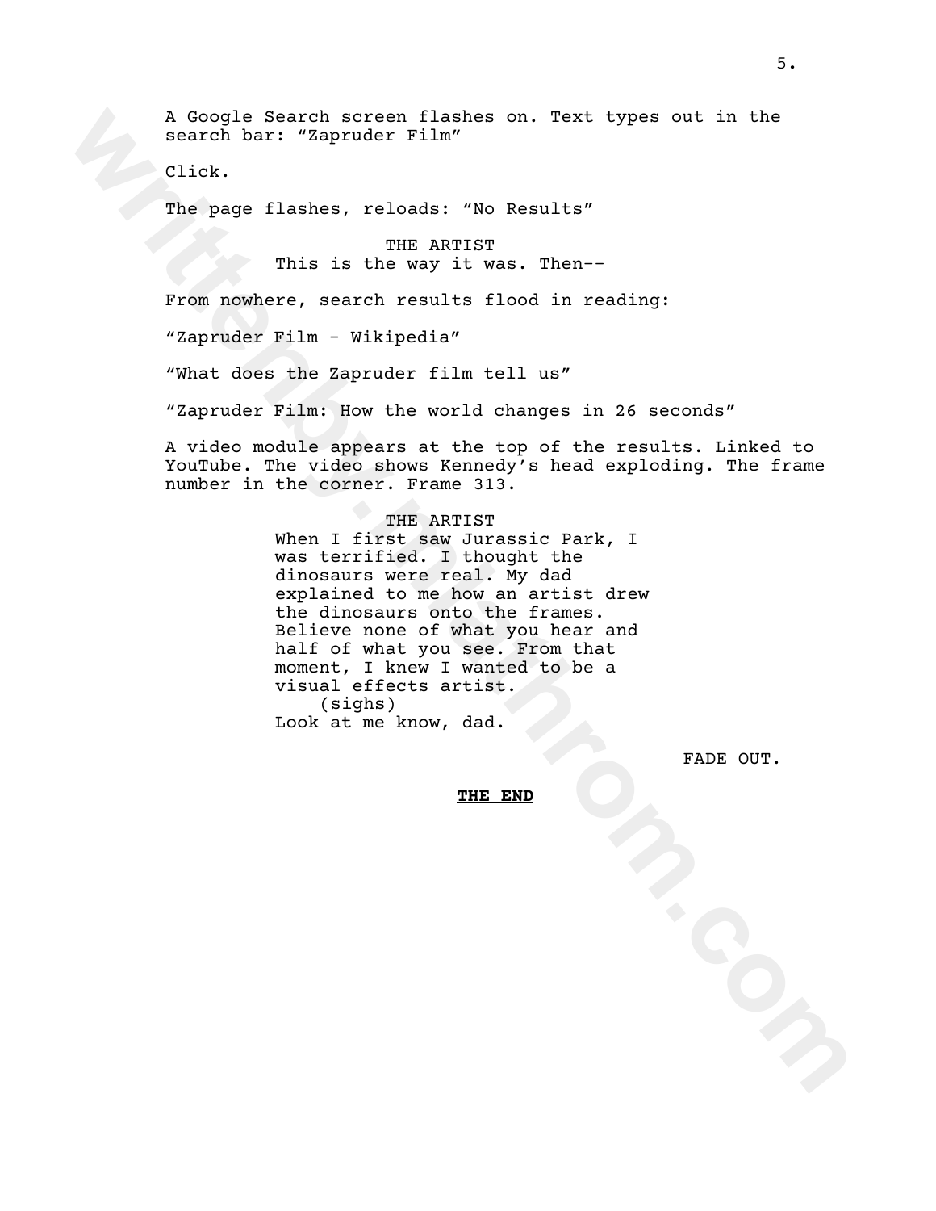A Google Search screen flashes on. Text types out in the search bar: "Zapruder Film"

Click.

The page flashes, reloads: "No Results"

THE ARTIST
This is the way it was. Then--

From nowhere, search results flood in reading:

"Zapruder Film - Wikipedia"

"What does the Zapruder film tell us"

"Zapruder Film: How the world changes in 26 seconds"

A video module appears at the top of the results. Linked to YouTube. The video shows Kennedy's head exploding. The frame number in the corner. Frame 313.

THE ARTIST
When I first saw Jurassic Park, I was terrified. I thought the dinosaurs were real. My dad explained to me how an artist drew the dinosaurs onto the frames. Believe none of what you hear and half of what you see. From that moment, I knew I wanted to be a visual effects artist.
(sighs)
Look at me know, dad.

FADE OUT.

**THE END**